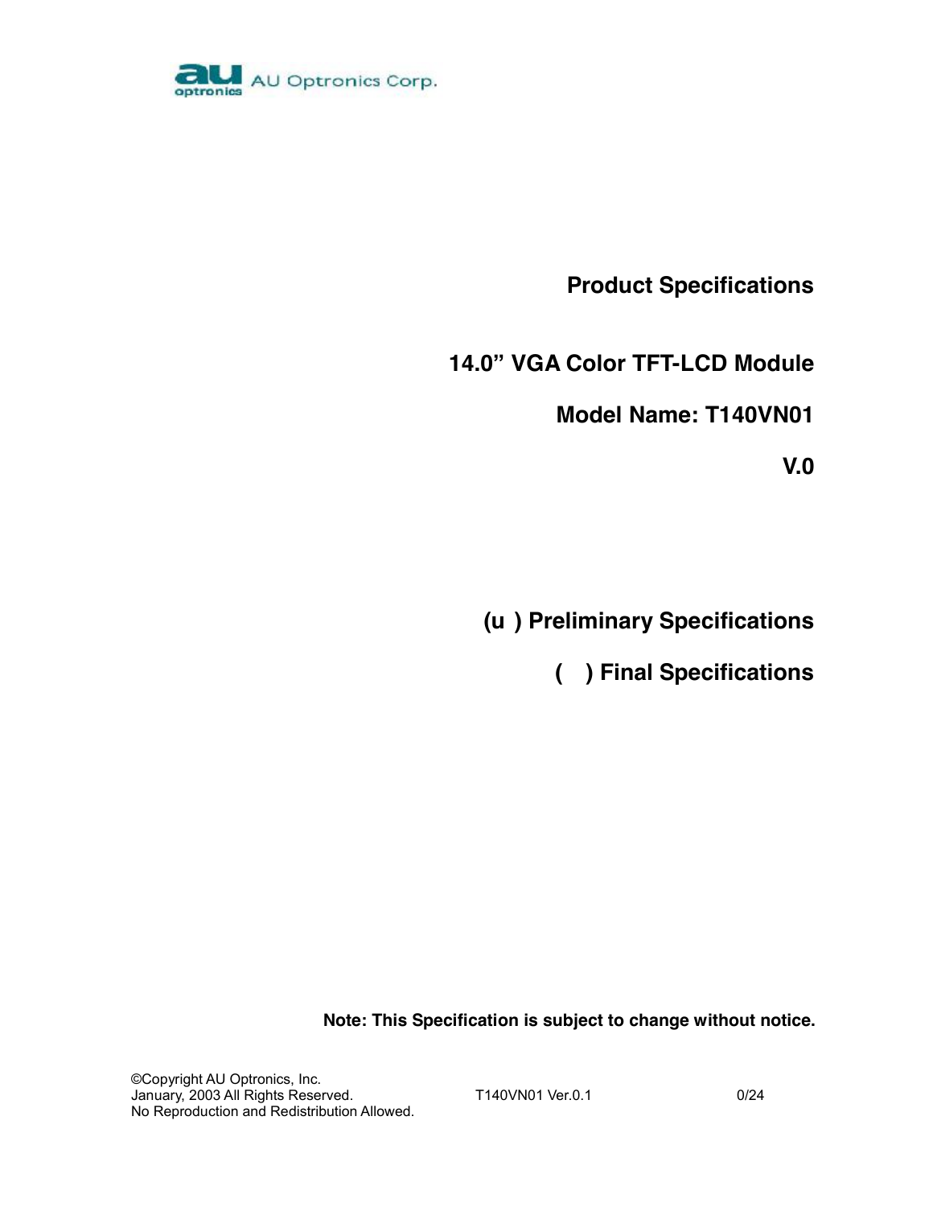AU Optronics Corp.

# Product Specifications

## 14.0” VGA Color TFT-LCD Module

## Model Name: T140VN01

## V.0

**(u ) Preliminary Specifications**

**( ) Final Specifications**

**Note: This Specification is subject to change without notice.**

©Copyright AU Optronics, Inc.
January, 2003 All Rights Reserved.
No Reproduction and Redistribution Allowed.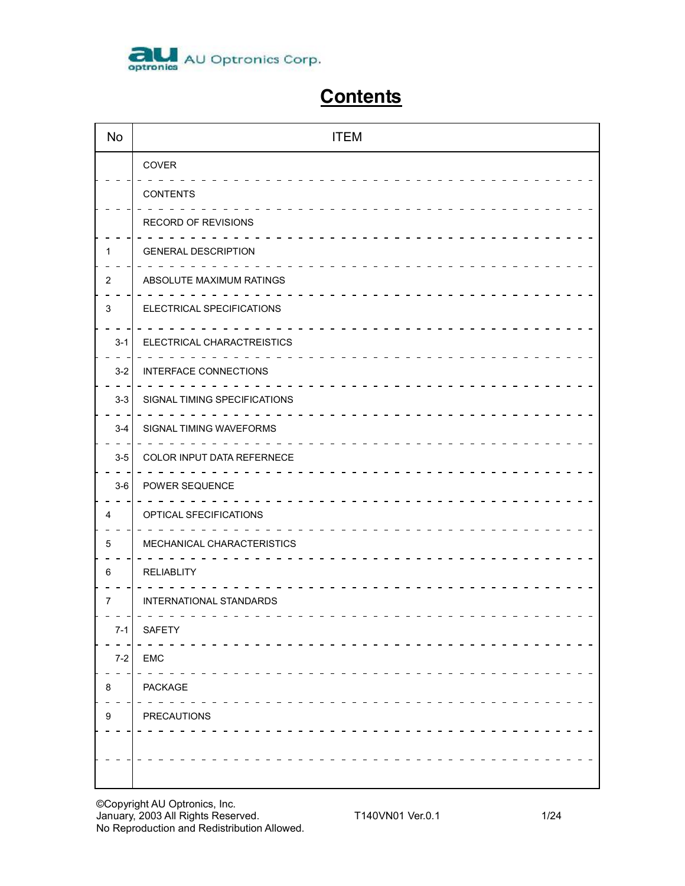# Contents

| No | ITEM |
|---|---|
| | COVER |
| | CONTENTS |
| | RECORD OF REVISIONS |
| 1 | GENERAL DESCRIPTION |
| 2 | ABSOLUTE MAXIMUM RATINGS |
| 3 | ELECTRICAL SPECIFICATIONS |
| 3-1 | ELECTRICAL CHARACTREISTICS |
| 3-2 | INTERFACE CONNECTIONS |
| 3-3 | SIGNAL TIMING SPECIFICATIONS |
| 3-4 | SIGNAL TIMING WAVEFORMS |
| 3-5 | COLOR INPUT DATA REFERNECE |
| 3-6 | POWER SEQUENCE |
| 4 | OPTICAL SFECIFICATIONS |
| 5 | MECHANICAL CHARACTERISTICS |
| 6 | RELIABLITY |
| 7 | INTERNATIONAL STANDARDS |
| 7-1 | SAFETY |
| 7-2 | EMC |
| 8 | PACKAGE |
| 9 | PRECAUTIONS |
| | |
| | |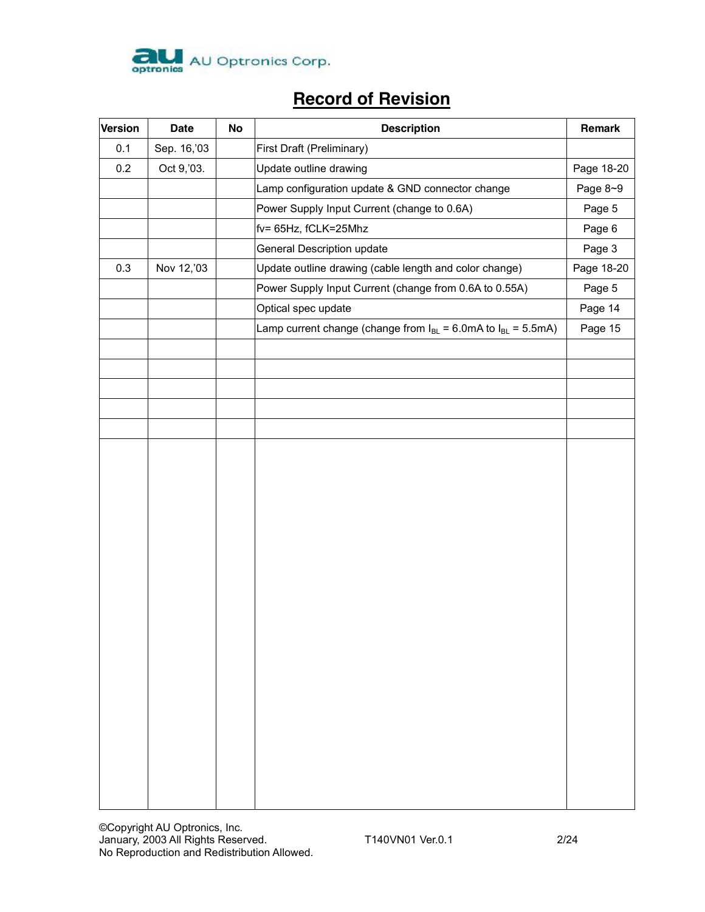## Record of Revision

| Version | Date | No | Description | Remark |
|---|---|---|---|---|
| 0.1 | Sep. 16,'03 | | First Draft (Preliminary) | |
| 0.2 | Oct 9,'03. | | Update outline drawing | Page 18-20 |
| | | | Lamp configuration update & GND connector change | Page 8~9 |
| | | | Power Supply Input Current (change to 0.6A) | Page 5 |
| | | | fv= 65Hz, fCLK=25Mhz | Page 6 |
| | | | General Description update | Page 3 |
| 0.3 | Nov 12,'03 | | Update outline drawing (cable length and color change) | Page 18-20 |
| | | | Power Supply Input Current (change from 0.6A to 0.55A) | Page 5 |
| | | | Optical spec update | Page 14 |
| | | | Lamp current change (change from $I_{BL}$ = 6.0mA to $I_{BL}$ = 5.5mA) | Page 15 |
| | | | | |
| | | | | |
| | | | | |
| | | | | |
| | | | | |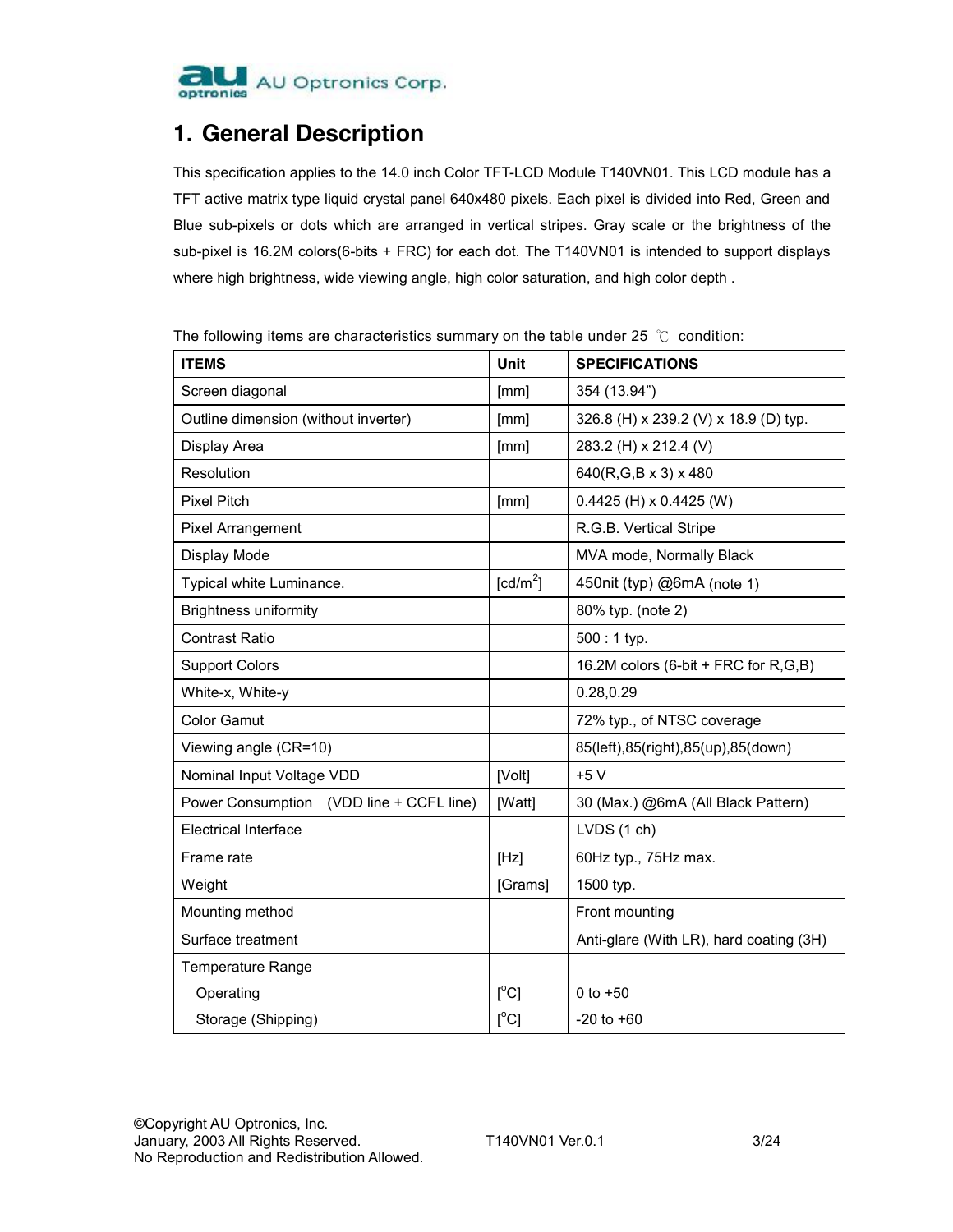# 1. General Description

This specification applies to the 14.0 inch Color TFT-LCD Module T140VN01. This LCD module has a TFT active matrix type liquid crystal panel 640x480 pixels. Each pixel is divided into Red, Green and Blue sub-pixels or dots which are arranged in vertical stripes. Gray scale or the brightness of the sub-pixel is 16.2M colors(6-bits + FRC) for each dot. The T140VN01 is intended to support displays where high brightness, wide viewing angle, high color saturation, and high color depth .

The following items are characteristics summary on the table under 25 ℃ condition:

| ITEMS | Unit | SPECIFICATIONS |
|---|---|---|
| Screen diagonal | [mm] | 354 (13.94") |
| Outline dimension (without inverter) | [mm] | 326.8 (H) x 239.2 (V) x 18.9 (D) typ. |
| Display Area | [mm] | 283.2 (H) x 212.4 (V) |
| Resolution | | 640(R,G,B x 3) x 480 |
| Pixel Pitch | [mm] | 0.4425 (H) x 0.4425 (W) |
| Pixel Arrangement | | R.G.B. Vertical Stripe |
| Display Mode | | MVA mode, Normally Black |
| Typical white Luminance. | [cd/m$^2$] | 450nit (typ) @6mA (note 1) |
| Brightness uniformity | | 80% typ. (note 2) |
| Contrast Ratio | | 500 : 1 typ. |
| Support Colors | | 16.2M colors (6-bit + FRC for R,G,B) |
| White-x, White-y | | 0.28,0.29 |
| Color Gamut | | 72% typ., of NTSC coverage |
| Viewing angle (CR=10) | | 85(left),85(right),85(up),85(down) |
| Nominal Input Voltage VDD | [Volt] | +5 V |
| Power Consumption (VDD line + CCFL line) | [Watt] | 30 (Max.) @6mA (All Black Pattern) |
| Electrical Interface | | LVDS (1 ch) |
| Frame rate | [Hz] | 60Hz typ., 75Hz max. |
| Weight | [Grams] | 1500 typ. |
| Mounting method | | Front mounting |
| Surface treatment | | Anti-glare (With LR), hard coating (3H) |
| Temperature Range | | |
| Operating | [$^o$C] | 0 to +50 |
| Storage (Shipping) | [$^o$C] | -20 to +60 |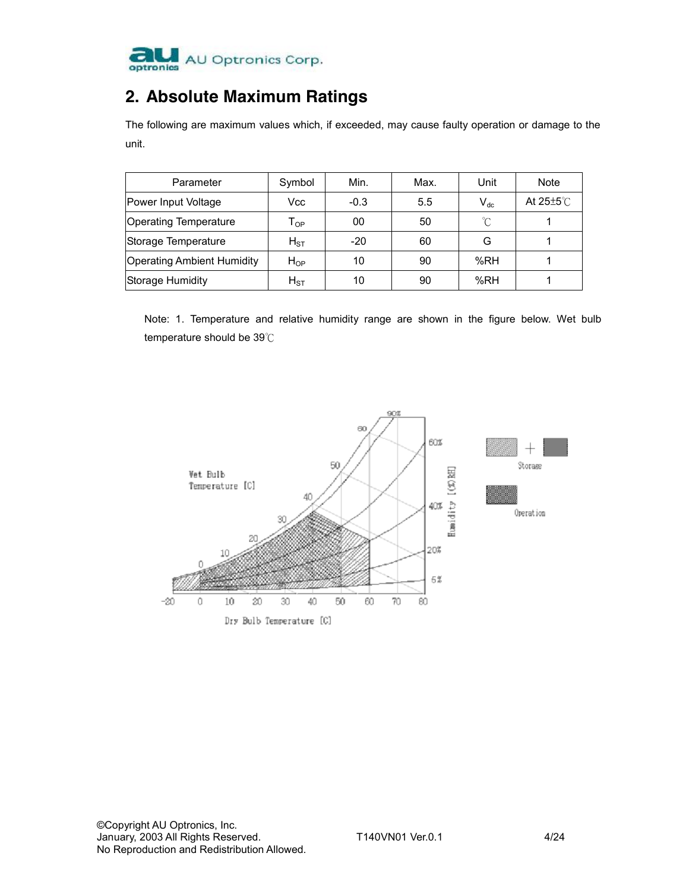## 2. Absolute Maximum Ratings

The following are maximum values which, if exceeded, may cause faulty operation or damage to the unit.

| Parameter | Symbol | Min. | Max. | Unit | Note |
|---|---|---|---|---|---|
| Power Input Voltage | Vcc | -0.3 | 5.5 | $V_{dc}$ | At 25±5℃ |
| Operating Temperature | $T_{OP}$ | 00 | 50 | ℃ | 1 |
| Storage Temperature | $H_{ST}$ | -20 | 60 | G | 1 |
| Operating Ambient Humidity | $H_{OP}$ | 10 | 90 | %RH | 1 |
| Storage Humidity | $H_{ST}$ | 10 | 90 | %RH | 1 |

Note: 1. Temperature and relative humidity range are shown in the figure below. Wet bulb temperature should be 39℃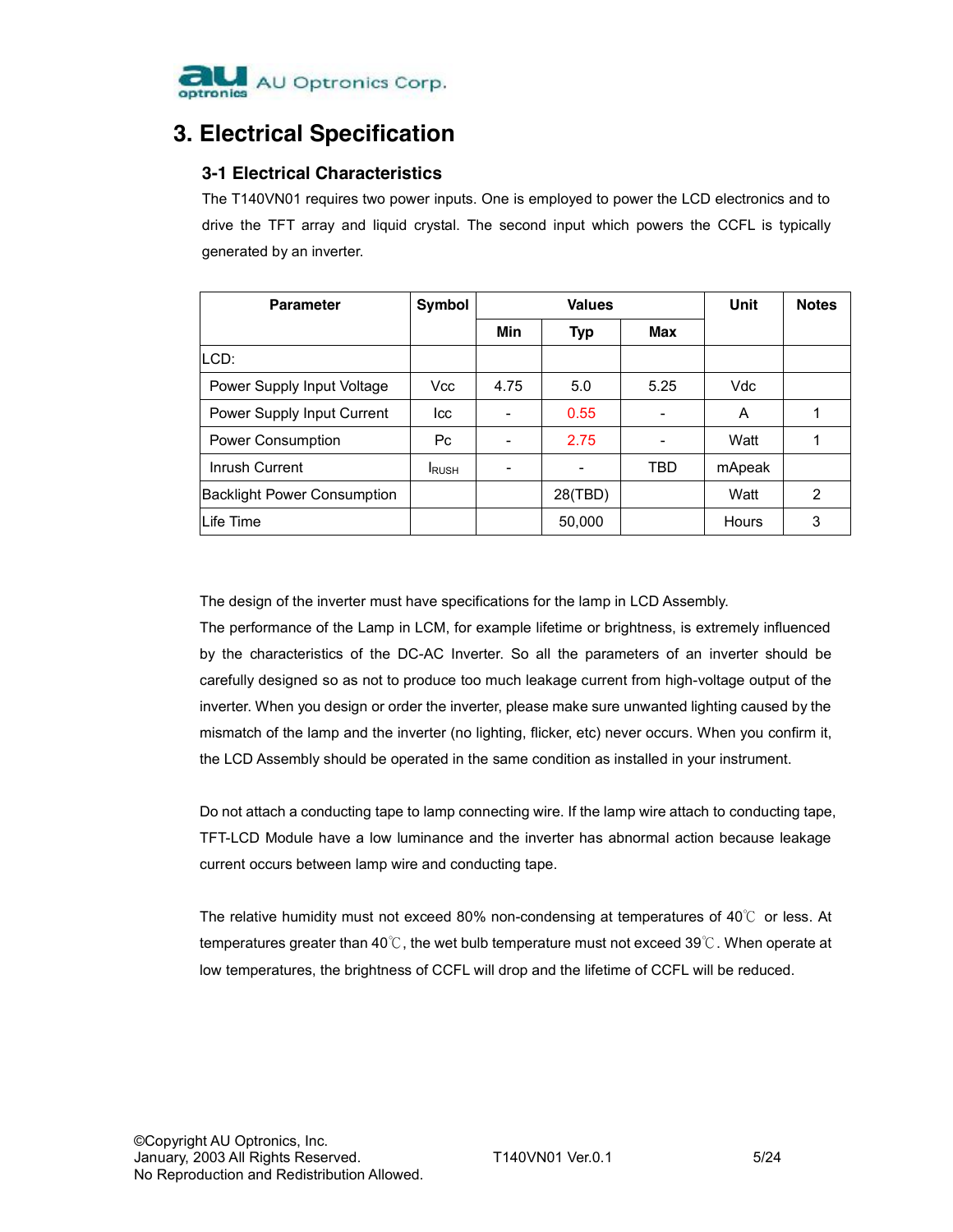# 3. Electrical Specification

## 3-1 Electrical Characteristics

The T140VN01 requires two power inputs. One is employed to power the LCD electronics and to drive the TFT array and liquid crystal. The second input which powers the CCFL is typically generated by an inverter.

| Parameter | Symbol | Values | | | Unit | Notes |
|---|---|---|---|---|---|---|
| | | Min | Typ | Max | | |
| LCD: | | | | | | |
| Power Supply Input Voltage | Vcc | 4.75 | 5.0 | 5.25 | Vdc | |
| Power Supply Input Current | Icc | - | 0.55 | - | A | 1 |
| Power Consumption | Pc | - | 2.75 | - | Watt | 1 |
| Inrush Current | $I_{RUSH}$ | - | - | TBD | mApeak | |
| Backlight Power Consumption | | | 28(TBD) | | Watt | 2 |
| Life Time | | | 50,000 | | Hours | 3 |

The design of the inverter must have specifications for the lamp in LCD Assembly.

The performance of the Lamp in LCM, for example lifetime or brightness, is extremely influenced by the characteristics of the DC-AC Inverter. So all the parameters of an inverter should be carefully designed so as not to produce too much leakage current from high-voltage output of the inverter. When you design or order the inverter, please make sure unwanted lighting caused by the mismatch of the lamp and the inverter (no lighting, flicker, etc) never occurs. When you confirm it, the LCD Assembly should be operated in the same condition as installed in your instrument.

Do not attach a conducting tape to lamp connecting wire. If the lamp wire attach to conducting tape, TFT-LCD Module have a low luminance and the inverter has abnormal action because leakage current occurs between lamp wire and conducting tape.

The relative humidity must not exceed 80% non-condensing at temperatures of 40℃ or less. At temperatures greater than 40℃, the wet bulb temperature must not exceed 39℃. When operate at low temperatures, the brightness of CCFL will drop and the lifetime of CCFL will be reduced.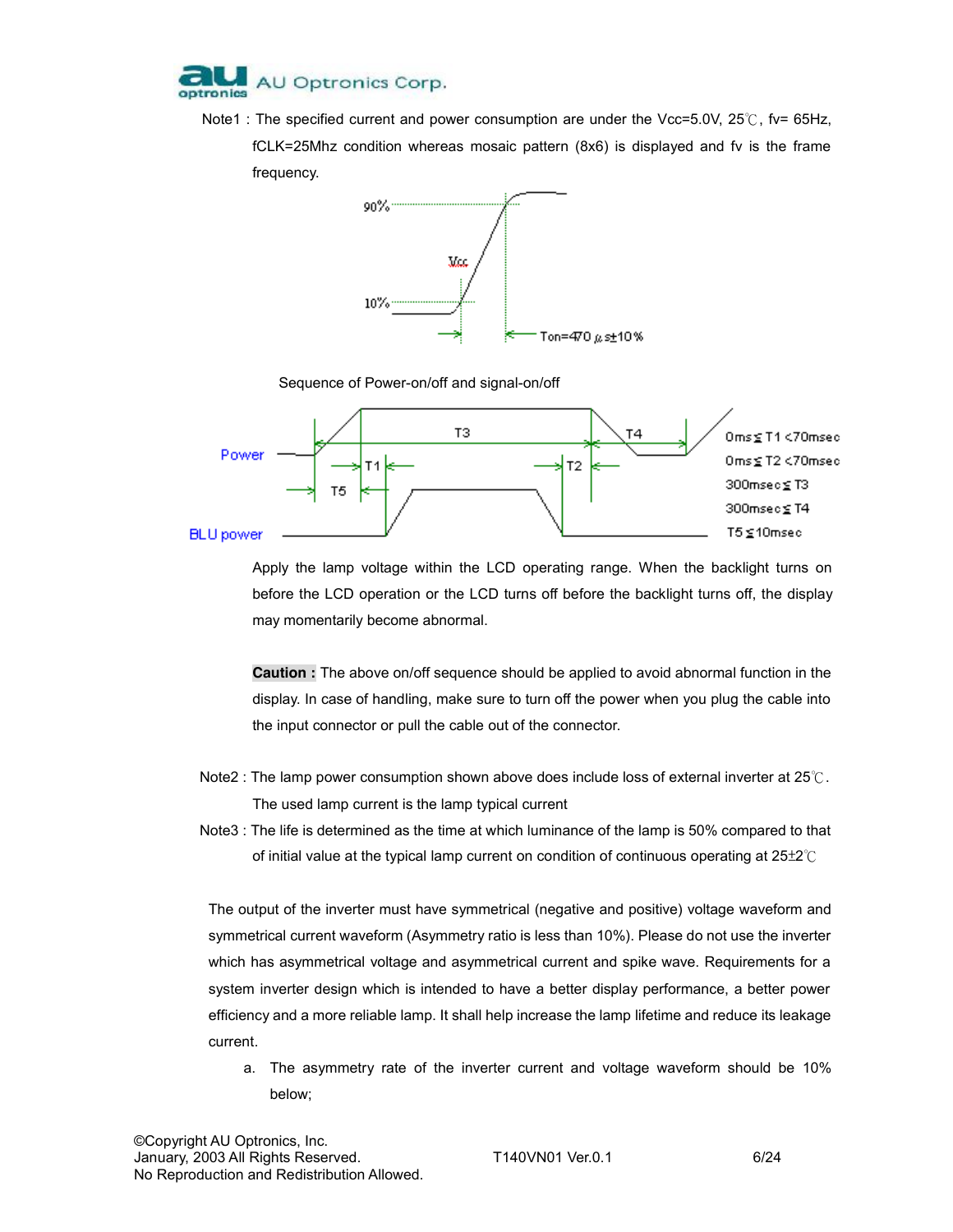Note1 : The specified current and power consumption are under the Vcc=5.0V, 25℃, fv= 65Hz, fCLK=25Mhz condition whereas mosaic pattern (8x6) is displayed and fv is the frame frequency.

Sequence of Power-on/off and signal-on/off

Apply the lamp voltage within the LCD operating range. When the backlight turns on before the LCD operation or the LCD turns off before the backlight turns off, the display may momentarily become abnormal.

**Caution :** The above on/off sequence should be applied to avoid abnormal function in the display. In case of handling, make sure to turn off the power when you plug the cable into the input connector or pull the cable out of the connector.

Note2 : The lamp power consumption shown above does include loss of external inverter at 25℃. The used lamp current is the lamp typical current

Note3 : The life is determined as the time at which luminance of the lamp is 50% compared to that of initial value at the typical lamp current on condition of continuous operating at 25±2℃

The output of the inverter must have symmetrical (negative and positive) voltage waveform and symmetrical current waveform (Asymmetry ratio is less than 10%). Please do not use the inverter which has asymmetrical voltage and asymmetrical current and spike wave. Requirements for a system inverter design which is intended to have a better display performance, a better power efficiency and a more reliable lamp. It shall help increase the lamp lifetime and reduce its leakage current.

a. The asymmetry rate of the inverter current and voltage waveform should be 10% below;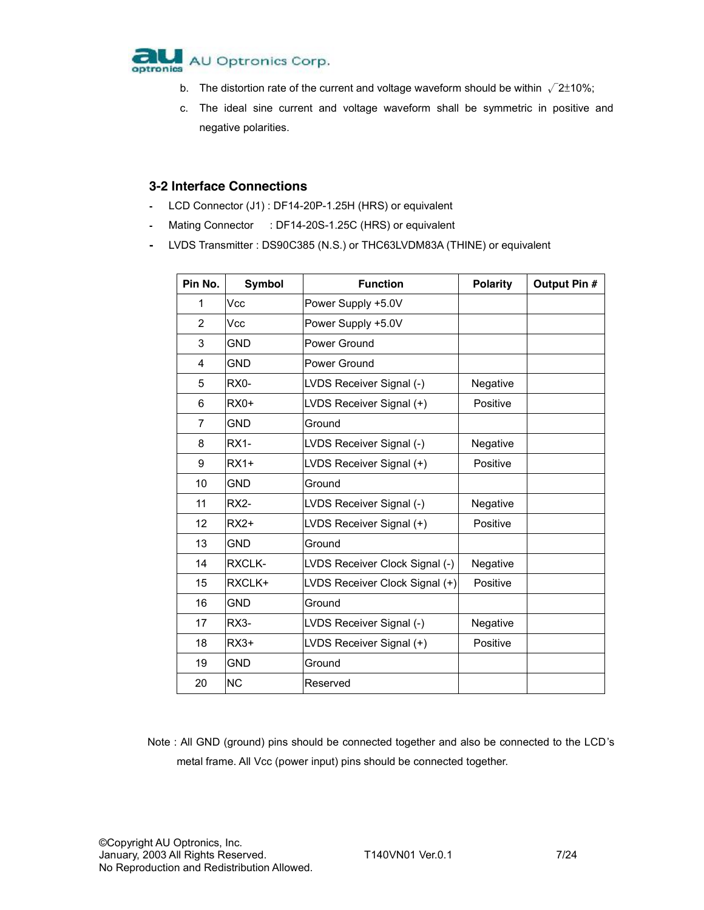b. The distortion rate of the current and voltage waveform should be within $\sqrt{2}\pm10\%$;

c. The ideal sine current and voltage waveform shall be symmetric in positive and negative polarities.

### 3-2 Interface Connections

- LCD Connector (J1) : DF14-20P-1.25H (HRS) or equivalent
- Mating Connector : DF14-20S-1.25C (HRS) or equivalent
- LVDS Transmitter : DS90C385 (N.S.) or THC63LVDM83A (THINE) or equivalent

| Pin No. | Symbol | Function | Polarity | Output Pin # |
|---|---|---|---|---|
| 1 | Vcc | Power Supply +5.0V | | |
| 2 | Vcc | Power Supply +5.0V | | |
| 3 | GND | Power Ground | | |
| 4 | GND | Power Ground | | |
| 5 | RX0- | LVDS Receiver Signal (-) | Negative | |
| 6 | RX0+ | LVDS Receiver Signal (+) | Positive | |
| 7 | GND | Ground | | |
| 8 | RX1- | LVDS Receiver Signal (-) | Negative | |
| 9 | RX1+ | LVDS Receiver Signal (+) | Positive | |
| 10 | GND | Ground | | |
| 11 | RX2- | LVDS Receiver Signal (-) | Negative | |
| 12 | RX2+ | LVDS Receiver Signal (+) | Positive | |
| 13 | GND | Ground | | |
| 14 | RXCLK- | LVDS Receiver Clock Signal (-) | Negative | |
| 15 | RXCLK+ | LVDS Receiver Clock Signal (+) | Positive | |
| 16 | GND | Ground | | |
| 17 | RX3- | LVDS Receiver Signal (-) | Negative | |
| 18 | RX3+ | LVDS Receiver Signal (+) | Positive | |
| 19 | GND | Ground | | |
| 20 | NC | Reserved | | |

Note : All GND (ground) pins should be connected together and also be connected to the LCD's metal frame. All Vcc (power input) pins should be connected together.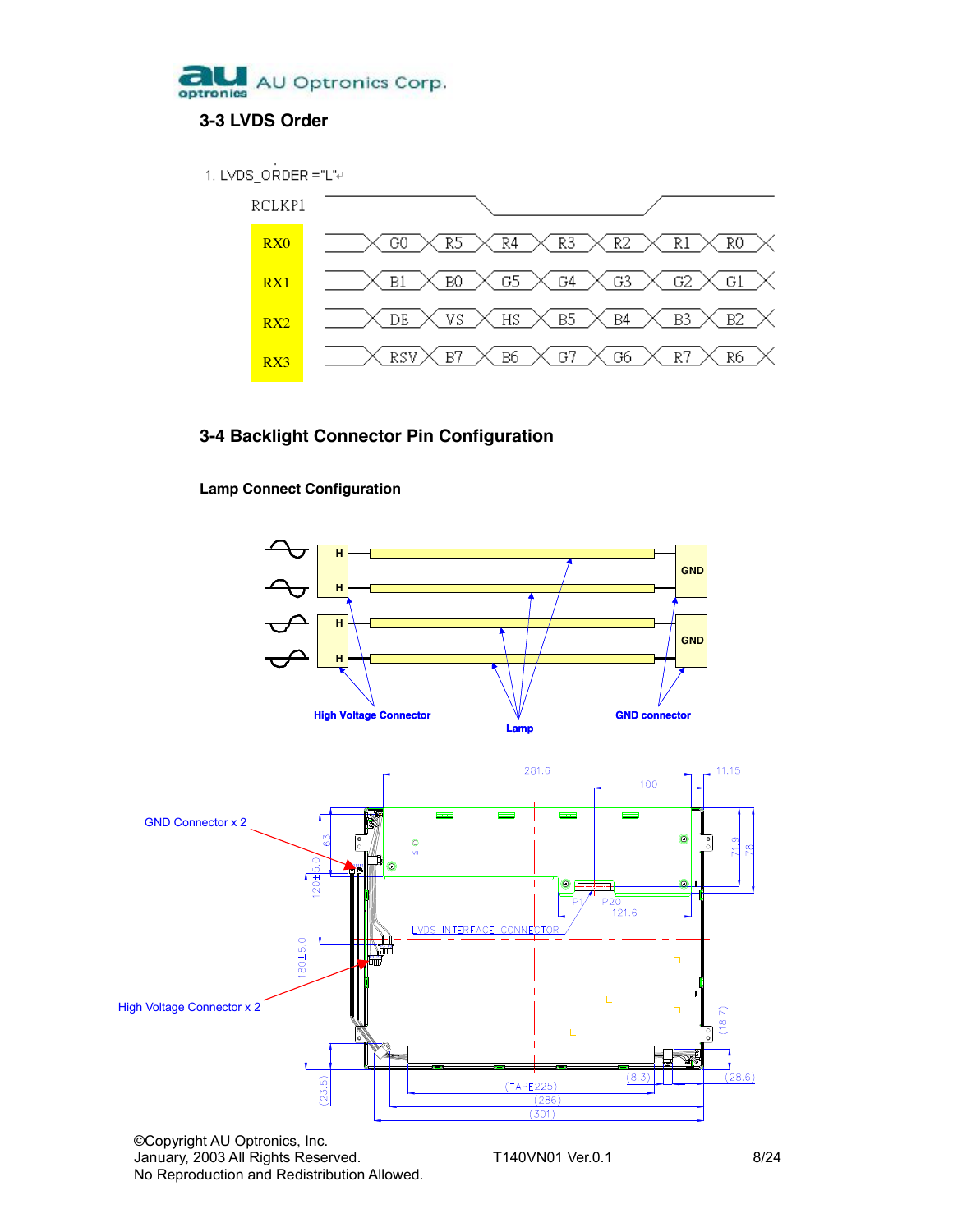## 3-3 LVDS Order

1. LVDS_ORDER ="L"

| RCLKP1 | | | | | | | |
|---|---|---|---|---|---|---|---|
| RX0 | G0 | R5 | R4 | R3 | R2 | R1 | R0 |
| RX1 | B1 | B0 | G5 | G4 | G3 | G2 | G1 |
| RX2 | DE | VS | HS | B5 | B4 | B3 | B2 |
| RX3 | RSV | B7 | B6 | G7 | G6 | R7 | R6 |

## 3-4 Backlight Connector Pin Configuration

**Lamp Connect Configuration**

H, H, H, H — GND, GND

High Voltage Connector — Lamp — GND connector

GND Connector x 2

High Voltage Connector x 2

LVDS INTERFACE CONNECTOR

P1 P20

281.6, 11.15, 100, 121.6, 6.3, 120±5.0, 180±5.0, 71.9, 78, (18.7), (23.5), (8.3), (28.6), (TAPE225), (286), (301)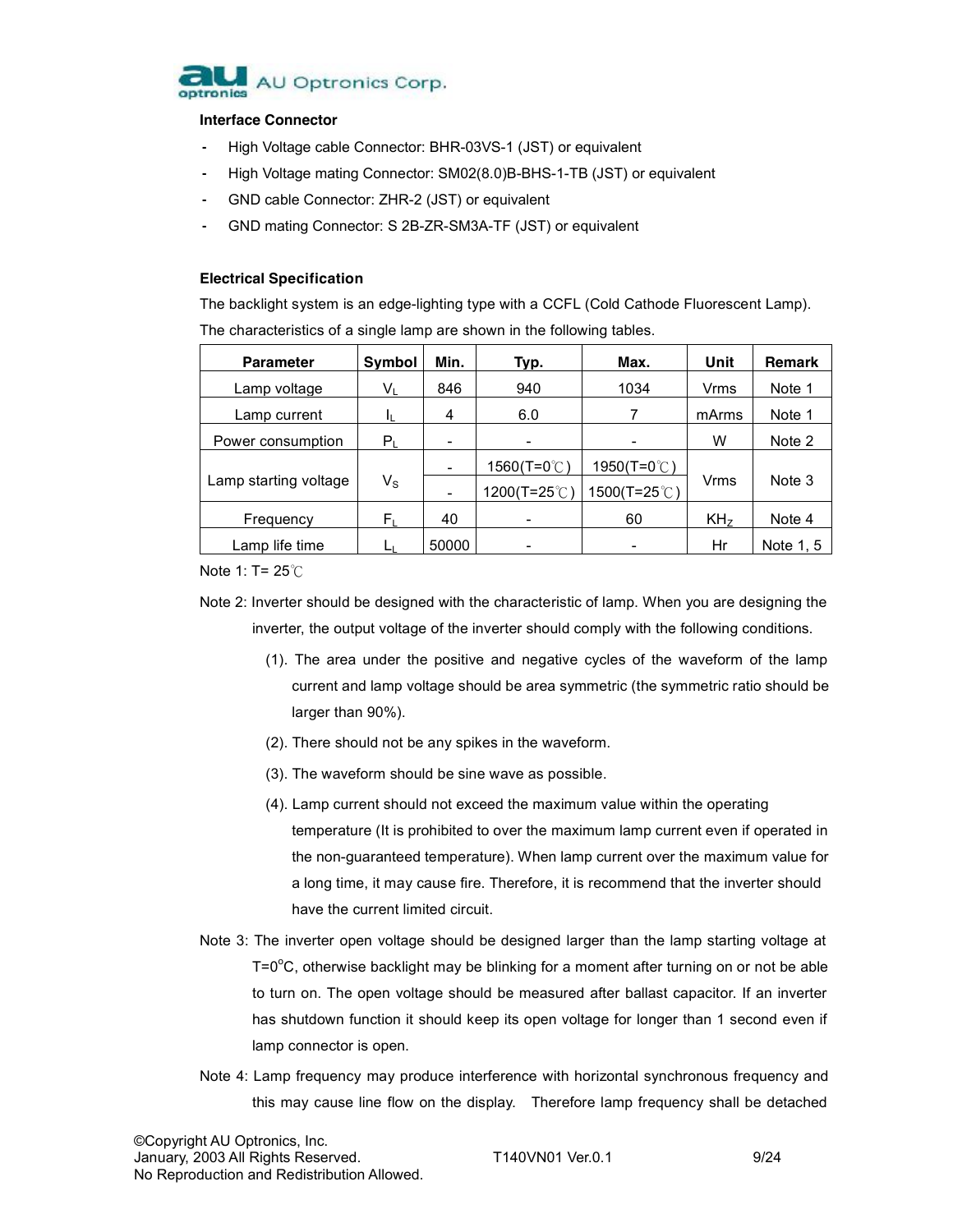**Interface Connector**

- High Voltage cable Connector: BHR-03VS-1 (JST) or equivalent
- High Voltage mating Connector: SM02(8.0)B-BHS-1-TB (JST) or equivalent
- GND cable Connector: ZHR-2 (JST) or equivalent
- GND mating Connector: S 2B-ZR-SM3A-TF (JST) or equivalent

**Electrical Specification**

The backlight system is an edge-lighting type with a CCFL (Cold Cathode Fluorescent Lamp). The characteristics of a single lamp are shown in the following tables.

| Parameter | Symbol | Min. | Typ. | Max. | Unit | Remark |
|---|---|---|---|---|---|---|
| Lamp voltage | $V_L$ | 846 | 940 | 1034 | Vrms | Note 1 |
| Lamp current | $I_L$ | 4 | 6.0 | 7 | mArms | Note 1 |
| Power consumption | $P_L$ | - | - | - | W | Note 2 |
| Lamp starting voltage | $V_S$ | - | 1560(T=0℃) | 1950(T=0℃) | Vrms | Note 3 |
| | | - | 1200(T=25℃) | 1500(T=25℃) | | |
| Frequency | $F_L$ | 40 | - | 60 | $KH_Z$ | Note 4 |
| Lamp life time | $L_L$ | 50000 | - | - | Hr | Note 1, 5 |

Note 1: T= 25℃

Note 2: Inverter should be designed with the characteristic of lamp. When you are designing the inverter, the output voltage of the inverter should comply with the following conditions.

(1). The area under the positive and negative cycles of the waveform of the lamp current and lamp voltage should be area symmetric (the symmetric ratio should be larger than 90%).

(2). There should not be any spikes in the waveform.

(3). The waveform should be sine wave as possible.

(4). Lamp current should not exceed the maximum value within the operating temperature (It is prohibited to over the maximum lamp current even if operated in the non-guaranteed temperature). When lamp current over the maximum value for a long time, it may cause fire. Therefore, it is recommend that the inverter should have the current limited circuit.

Note 3: The inverter open voltage should be designed larger than the lamp starting voltage at T=0°C, otherwise backlight may be blinking for a moment after turning on or not be able to turn on. The open voltage should be measured after ballast capacitor. If an inverter has shutdown function it should keep its open voltage for longer than 1 second even if lamp connector is open.

Note 4: Lamp frequency may produce interference with horizontal synchronous frequency and this may cause line flow on the display. Therefore lamp frequency shall be detached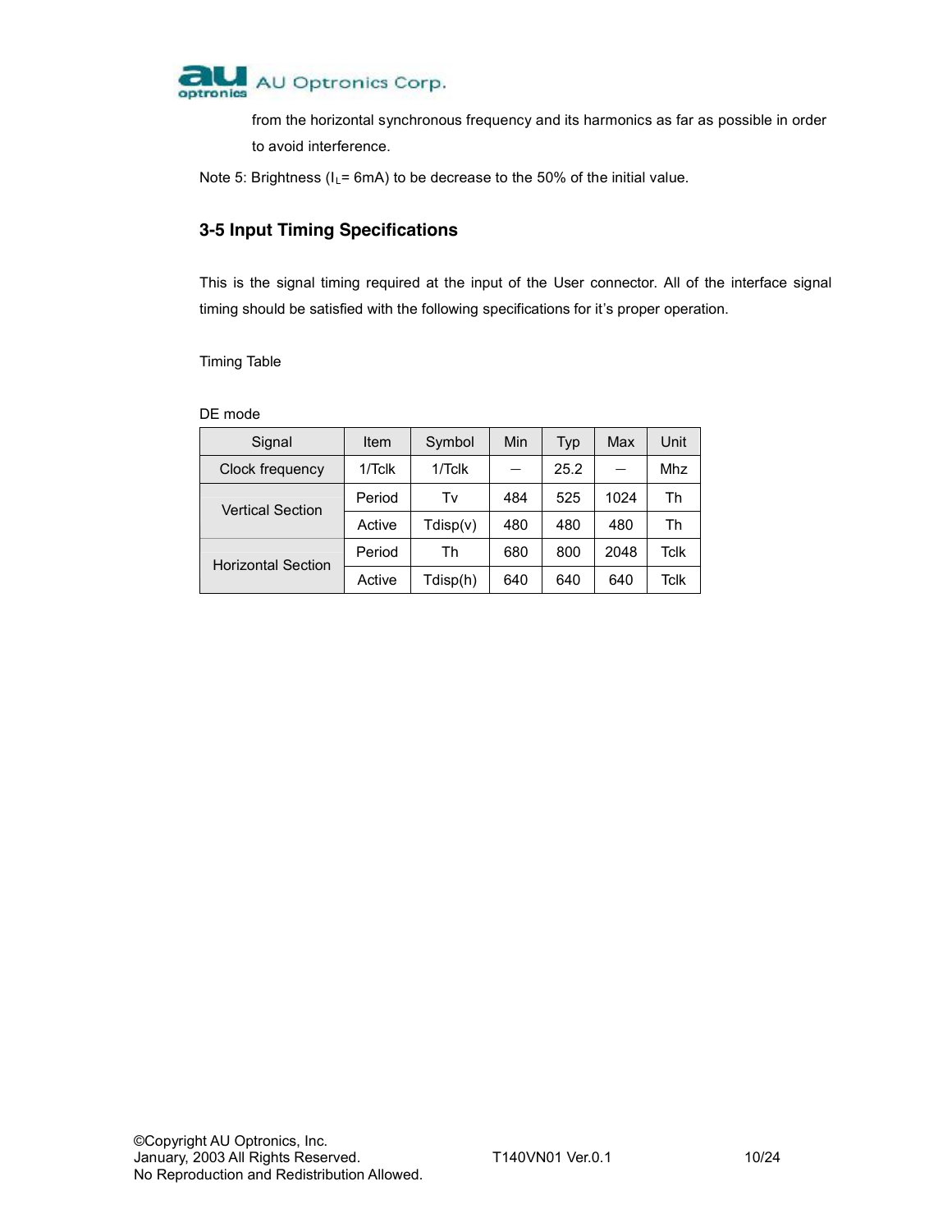from the horizontal synchronous frequency and its harmonics as far as possible in order to avoid interference.

Note 5: Brightness ($I_L$= 6mA) to be decrease to the 50% of the initial value.

## 3-5 Input Timing Specifications

This is the signal timing required at the input of the User connector. All of the interface signal timing should be satisfied with the following specifications for it's proper operation.

Timing Table

DE mode

| Signal | Item | Symbol | Min | Typ | Max | Unit |
|---|---|---|---|---|---|---|
| Clock frequency | 1/Tclk | 1/Tclk | — | 25.2 | — | Mhz |
| Vertical Section | Period | Tv | 484 | 525 | 1024 | Th |
| | Active | Tdisp(v) | 480 | 480 | 480 | Th |
| Horizontal Section | Period | Th | 680 | 800 | 2048 | Tclk |
| | Active | Tdisp(h) | 640 | 640 | 640 | Tclk |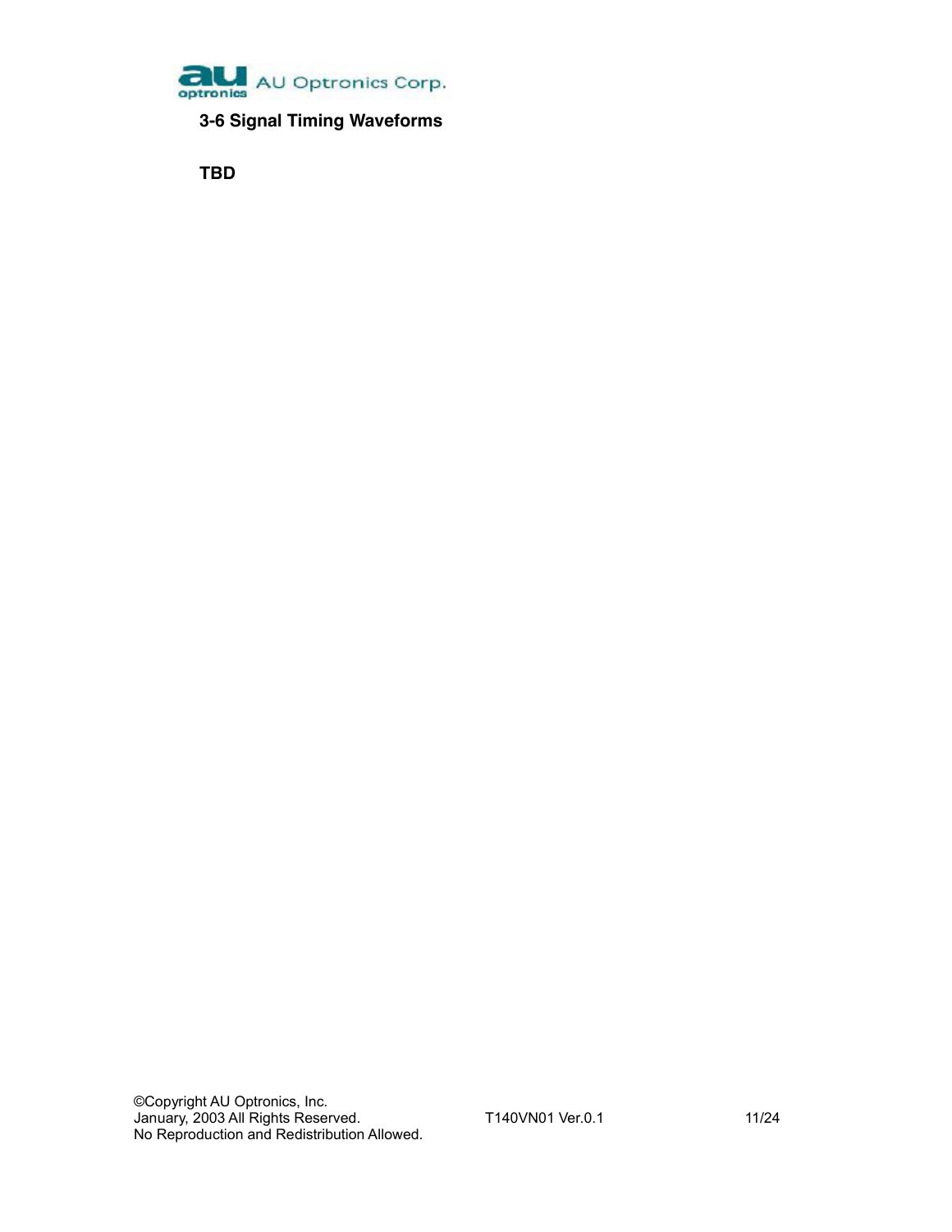### 3-6 Signal Timing Waveforms

**TBD**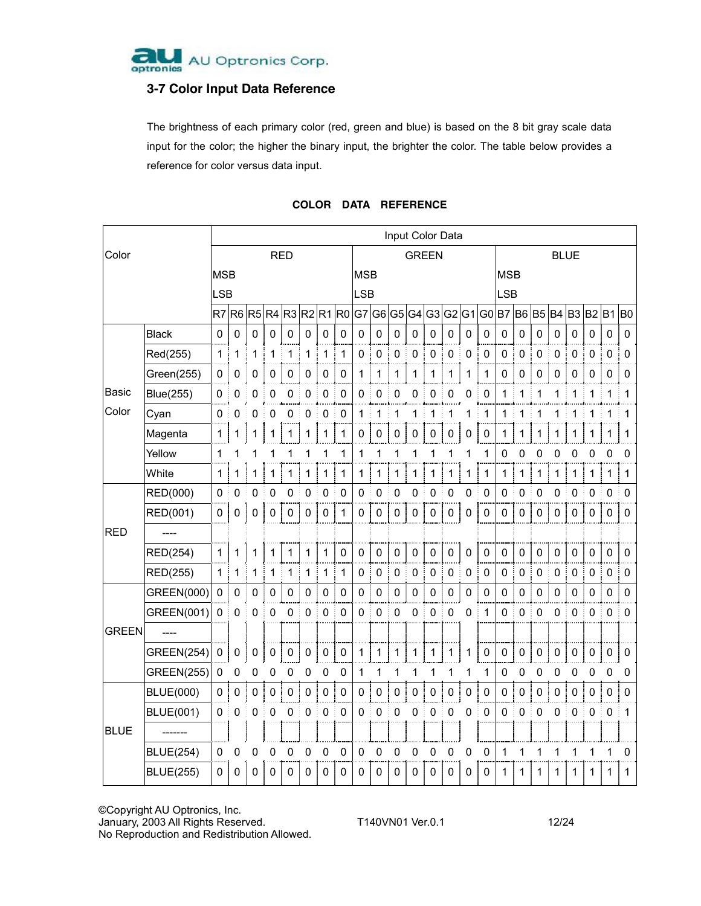## 3-7 Color Input Data Reference

The brightness of each primary color (red, green and blue) is based on the 8 bit gray scale data input for the color; the higher the binary input, the brighter the color. The table below provides a reference for color versus data input.

**COLOR DATA REFERENCE**

| Color | | Input Color Data | | | | | | | | | | | | | | | | | | | | | | | |
|---|---|---|---|---|---|---|---|---|---|---|---|---|---|---|---|---|---|---|---|---|---|---|---|---|---|
| | | RED | | | | | | | | GREEN | | | | | | | | BLUE | | | | | | | |
| | | MSB LSB | | | | | | | | MSB LSB | | | | | | | | MSB LSB | | | | | | | |
| | | R7 | R6 | R5 | R4 | R3 | R2 | R1 | R0 | G7 | G6 | G5 | G4 | G3 | G2 | G1 | G0 | B7 | B6 | B5 | B4 | B3 | B2 | B1 | B0 |
| Basic Color | Black | 0 | 0 | 0 | 0 | 0 | 0 | 0 | 0 | 0 | 0 | 0 | 0 | 0 | 0 | 0 | 0 | 0 | 0 | 0 | 0 | 0 | 0 | 0 | 0 |
| | Red(255) | 1 | 1 | 1 | 1 | 1 | 1 | 1 | 1 | 0 | 0 | 0 | 0 | 0 | 0 | 0 | 0 | 0 | 0 | 0 | 0 | 0 | 0 | 0 | 0 |
| | Green(255) | 0 | 0 | 0 | 0 | 0 | 0 | 0 | 0 | 1 | 1 | 1 | 1 | 1 | 1 | 1 | 1 | 0 | 0 | 0 | 0 | 0 | 0 | 0 | 0 |
| | Blue(255) | 0 | 0 | 0 | 0 | 0 | 0 | 0 | 0 | 0 | 0 | 0 | 0 | 0 | 0 | 0 | 0 | 1 | 1 | 1 | 1 | 1 | 1 | 1 | 1 |
| | Cyan | 0 | 0 | 0 | 0 | 0 | 0 | 0 | 0 | 1 | 1 | 1 | 1 | 1 | 1 | 1 | 1 | 1 | 1 | 1 | 1 | 1 | 1 | 1 | 1 |
| | Magenta | 1 | 1 | 1 | 1 | 1 | 1 | 1 | 1 | 0 | 0 | 0 | 0 | 0 | 0 | 0 | 0 | 1 | 1 | 1 | 1 | 1 | 1 | 1 | 1 |
| | Yellow | 1 | 1 | 1 | 1 | 1 | 1 | 1 | 1 | 1 | 1 | 1 | 1 | 1 | 1 | 1 | 1 | 0 | 0 | 0 | 0 | 0 | 0 | 0 | 0 |
| | White | 1 | 1 | 1 | 1 | 1 | 1 | 1 | 1 | 1 | 1 | 1 | 1 | 1 | 1 | 1 | 1 | 1 | 1 | 1 | 1 | 1 | 1 | 1 | 1 |
| RED | RED(000) | 0 | 0 | 0 | 0 | 0 | 0 | 0 | 0 | 0 | 0 | 0 | 0 | 0 | 0 | 0 | 0 | 0 | 0 | 0 | 0 | 0 | 0 | 0 | 0 |
| | RED(001) | 0 | 0 | 0 | 0 | 0 | 0 | 0 | 1 | 0 | 0 | 0 | 0 | 0 | 0 | 0 | 0 | 0 | 0 | 0 | 0 | 0 | 0 | 0 | 0 |
| | ---- | | | | | | | | | | | | | | | | | | | | | | | | |
| | RED(254) | 1 | 1 | 1 | 1 | 1 | 1 | 1 | 0 | 0 | 0 | 0 | 0 | 0 | 0 | 0 | 0 | 0 | 0 | 0 | 0 | 0 | 0 | 0 | 0 |
| | RED(255) | 1 | 1 | 1 | 1 | 1 | 1 | 1 | 1 | 0 | 0 | 0 | 0 | 0 | 0 | 0 | 0 | 0 | 0 | 0 | 0 | 0 | 0 | 0 | 0 |
| GREEN | GREEN(000) | 0 | 0 | 0 | 0 | 0 | 0 | 0 | 0 | 0 | 0 | 0 | 0 | 0 | 0 | 0 | 0 | 0 | 0 | 0 | 0 | 0 | 0 | 0 | 0 |
| | GREEN(001) | 0 | 0 | 0 | 0 | 0 | 0 | 0 | 0 | 0 | 0 | 0 | 0 | 0 | 0 | 0 | 1 | 0 | 0 | 0 | 0 | 0 | 0 | 0 | 0 |
| | ---- | | | | | | | | | | | | | | | | | | | | | | | | |
| | GREEN(254) | 0 | 0 | 0 | 0 | 0 | 0 | 0 | 0 | 1 | 1 | 1 | 1 | 1 | 1 | 1 | 0 | 0 | 0 | 0 | 0 | 0 | 0 | 0 | 0 |
| | GREEN(255) | 0 | 0 | 0 | 0 | 0 | 0 | 0 | 0 | 1 | 1 | 1 | 1 | 1 | 1 | 1 | 1 | 0 | 0 | 0 | 0 | 0 | 0 | 0 | 0 |
| BLUE | BLUE(000) | 0 | 0 | 0 | 0 | 0 | 0 | 0 | 0 | 0 | 0 | 0 | 0 | 0 | 0 | 0 | 0 | 0 | 0 | 0 | 0 | 0 | 0 | 0 | 0 |
| | BLUE(001) | 0 | 0 | 0 | 0 | 0 | 0 | 0 | 0 | 0 | 0 | 0 | 0 | 0 | 0 | 0 | 0 | 0 | 0 | 0 | 0 | 0 | 0 | 0 | 1 |
| | ------- | | | | | | | | | | | | | | | | | | | | | | | | |
| | BLUE(254) | 0 | 0 | 0 | 0 | 0 | 0 | 0 | 0 | 0 | 0 | 0 | 0 | 0 | 0 | 0 | 0 | 1 | 1 | 1 | 1 | 1 | 1 | 1 | 0 |
| | BLUE(255) | 0 | 0 | 0 | 0 | 0 | 0 | 0 | 0 | 0 | 0 | 0 | 0 | 0 | 0 | 0 | 0 | 1 | 1 | 1 | 1 | 1 | 1 | 1 | 1 |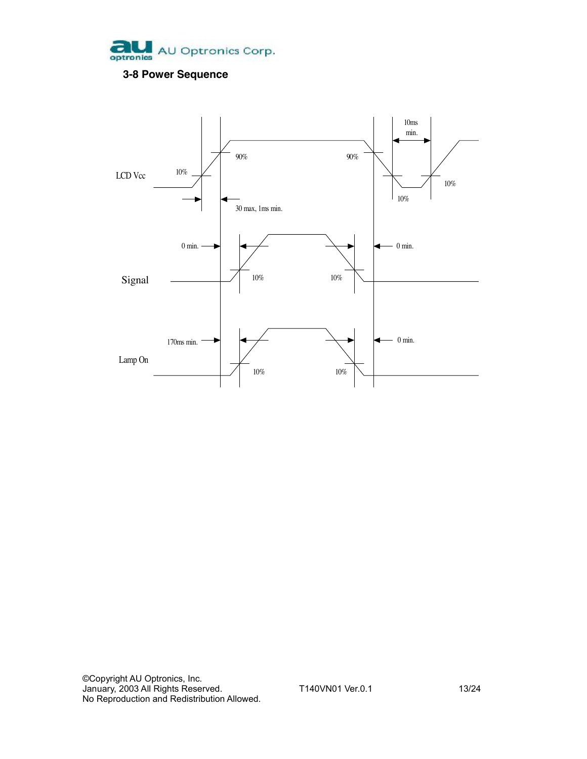### 3-8 Power Sequence

LCD Vcc

10%

90%

90%

10ms min.

10%

10%

30 max, 1ms min.

0 min.

0 min.

Signal

10%

10%

170ms min.

0 min.

Lamp On

10%

10%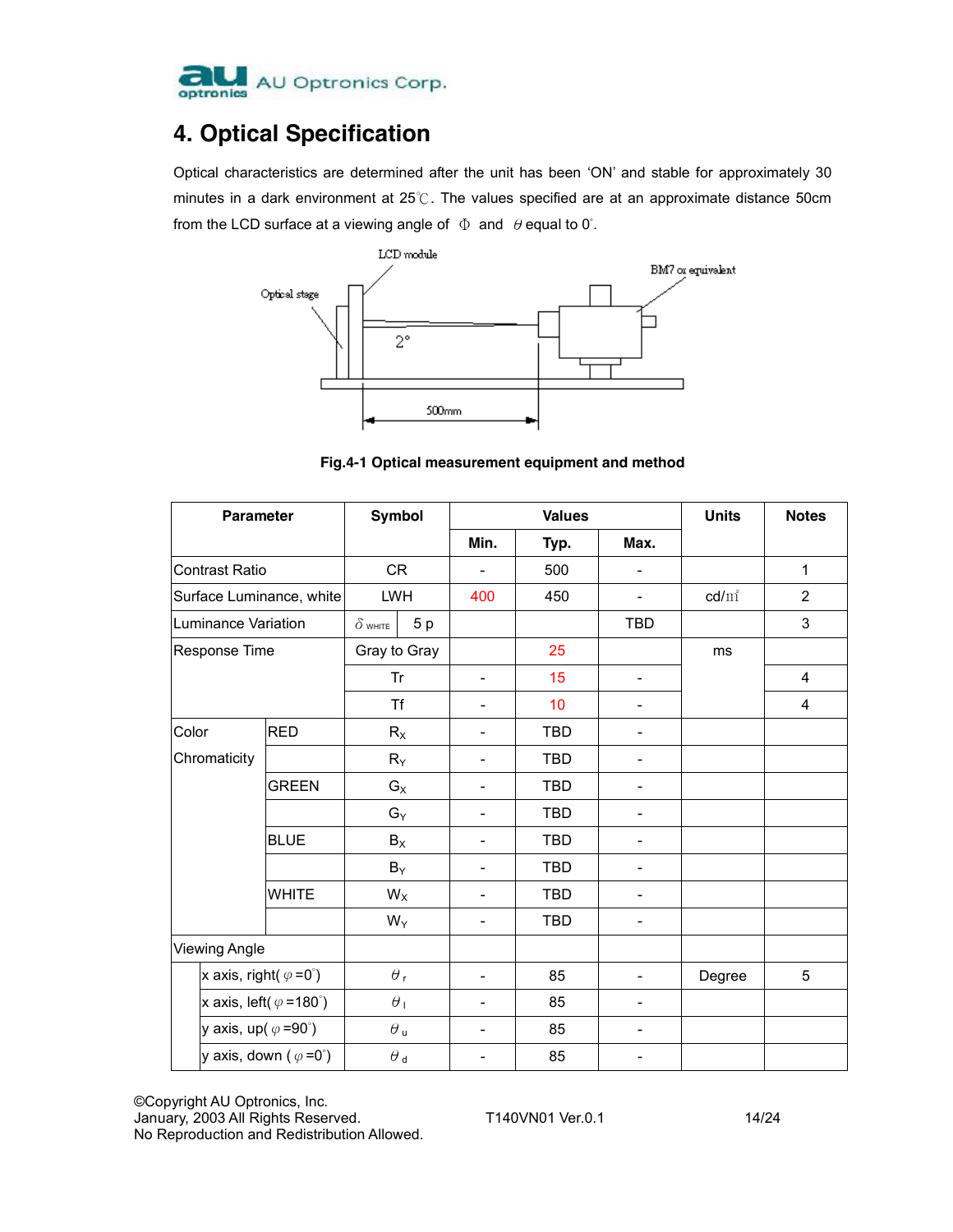# 4. Optical Specification

Optical characteristics are determined after the unit has been 'ON' and stable for approximately 30 minutes in a dark environment at 25℃. The values specified are at an approximate distance 50cm from the LCD surface at a viewing angle of Φ and θ equal to 0°.

**Fig.4-1 Optical measurement equipment and method**

| Parameter | | Symbol | | Values | | | Units | Notes |
|---|---|---|---|---|---|---|---|---|
| | | | | Min. | Typ. | Max. | | |
| Contrast Ratio | | CR | | - | 500 | - | | 1 |
| Surface Luminance, white | | LWH | | 400 | 450 | - | cd/m² | 2 |
| Luminance Variation | | $\delta_{WHITE}$ | 5 p | | | TBD | | 3 |
| Response Time | | Gray to Gray | | | 25 | | ms | |
| | | Tr | | - | 15 | - | | 4 |
| | | Tf | | - | 10 | - | | 4 |
| Color Chromaticity | RED | $R_X$ | | - | TBD | - | | |
| | | $R_Y$ | | - | TBD | - | | |
| | GREEN | $G_X$ | | - | TBD | - | | |
| | | $G_Y$ | | - | TBD | - | | |
| | BLUE | $B_X$ | | - | TBD | - | | |
| | | $B_Y$ | | - | TBD | - | | |
| | WHITE | $W_X$ | | - | TBD | - | | |
| | | $W_Y$ | | - | TBD | - | | |
| Viewing Angle | | | | | | | | |
| | x axis, right( $\varphi$ =0°) | $\theta_r$ | | - | 85 | - | Degree | 5 |
| | x axis, left( $\varphi$ =180°) | $\theta_l$ | | - | 85 | - | | |
| | y axis, up( $\varphi$ =90°) | $\theta_u$ | | - | 85 | - | | |
| | y axis, down ( $\varphi$ =0°) | $\theta_d$ | | - | 85 | - | | |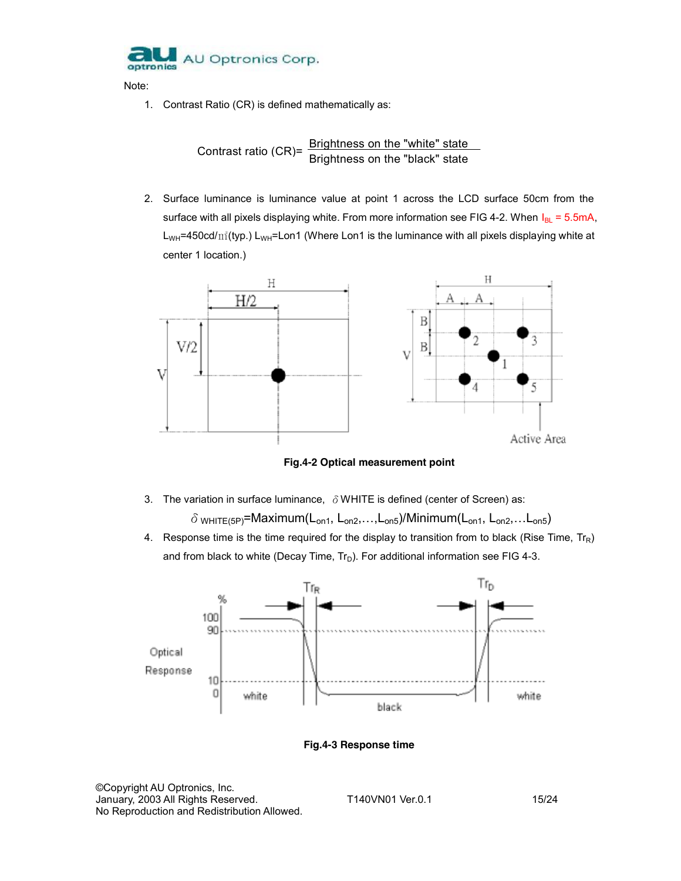Note:

1. Contrast Ratio (CR) is defined mathematically as:

$$\text{Contrast ratio (CR)} = \frac{\text{Brightness on the "white" state}}{\text{Brightness on the "black" state}}$$

2. Surface luminance is luminance value at point 1 across the LCD surface 50cm from the surface with all pixels displaying white. From more information see FIG 4-2. When $I_{BL}$ = 5.5mA, $L_{WH}$=450cd/㎡(typ.) $L_{WH}$=Lon1 (Where Lon1 is the luminance with all pixels displaying white at center 1 location.)

**Fig.4-2 Optical measurement point**

3. The variation in surface luminance, δWHITE is defined (center of Screen) as:

   $\delta_{WHITE(5P)}$=Maximum($L_{on1}$, $L_{on2}$,…,$L_{on5}$)/Minimum($L_{on1}$, $L_{on2}$,…$L_{on5}$)

4. Response time is the time required for the display to transition from to black (Rise Time, $Tr_R$) and from black to white (Decay Time, $Tr_D$). For additional information see FIG 4-3.

**Fig.4-3 Response time**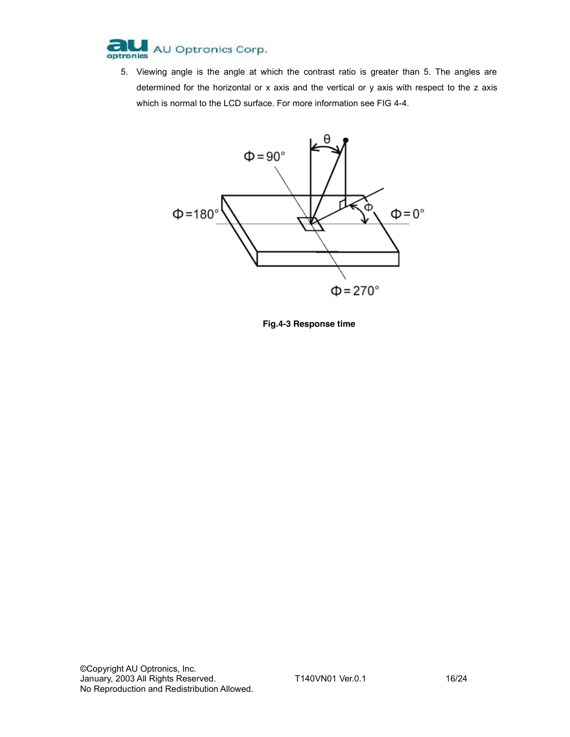5. Viewing angle is the angle at which the contrast ratio is greater than 5. The angles are determined for the horizontal or x axis and the vertical or y axis with respect to the z axis which is normal to the LCD surface. For more information see FIG 4-4.

**Fig.4-3 Response time**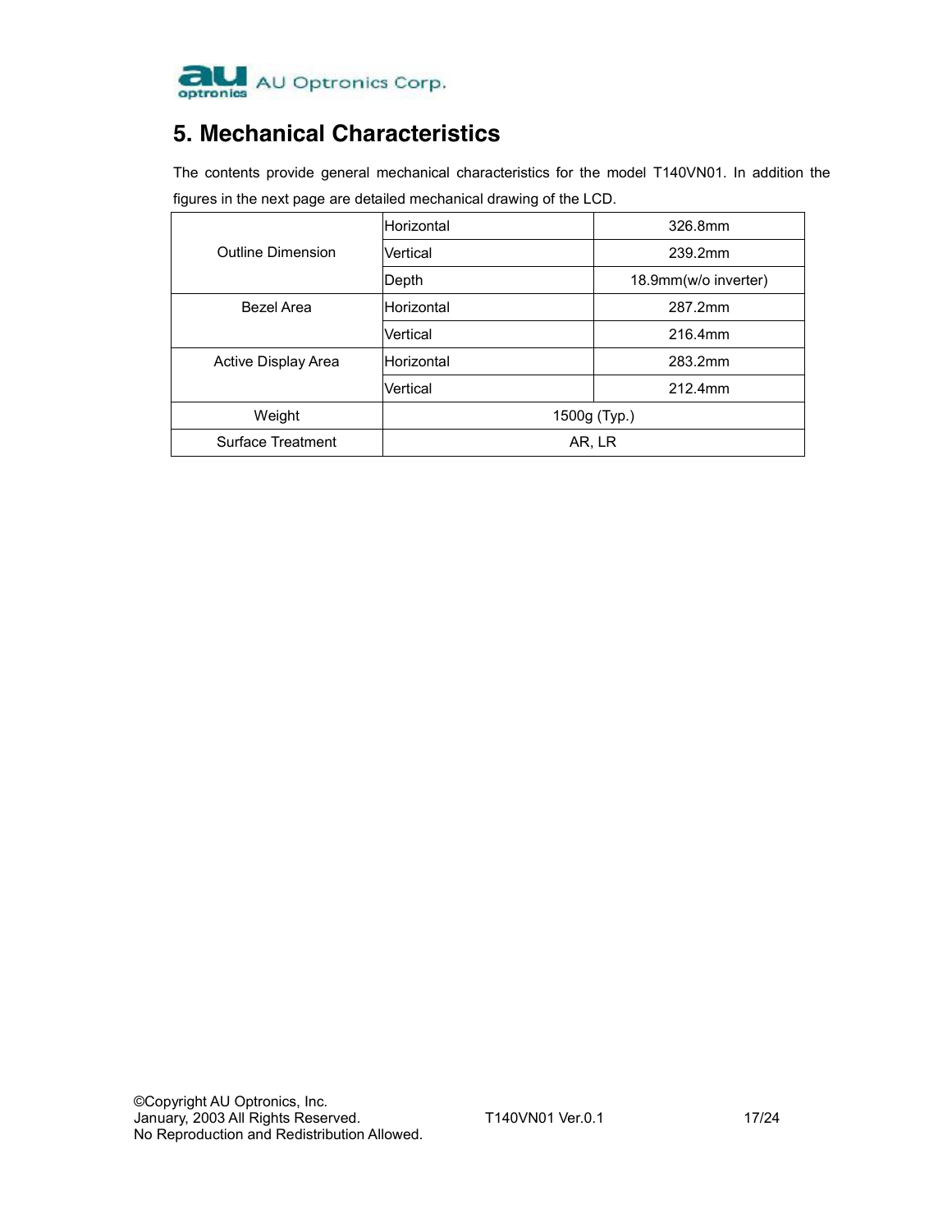## 5. Mechanical Characteristics

The contents provide general mechanical characteristics for the model T140VN01. In addition the figures in the next page are detailed mechanical drawing of the LCD.

| | | |
|---|---|---|
| Outline Dimension | Horizontal | 326.8mm |
| | Vertical | 239.2mm |
| | Depth | 18.9mm(w/o inverter) |
| Bezel Area | Horizontal | 287.2mm |
| | Vertical | 216.4mm |
| Active Display Area | Horizontal | 283.2mm |
| | Vertical | 212.4mm |
| Weight | 1500g (Typ.) | |
| Surface Treatment | AR, LR | |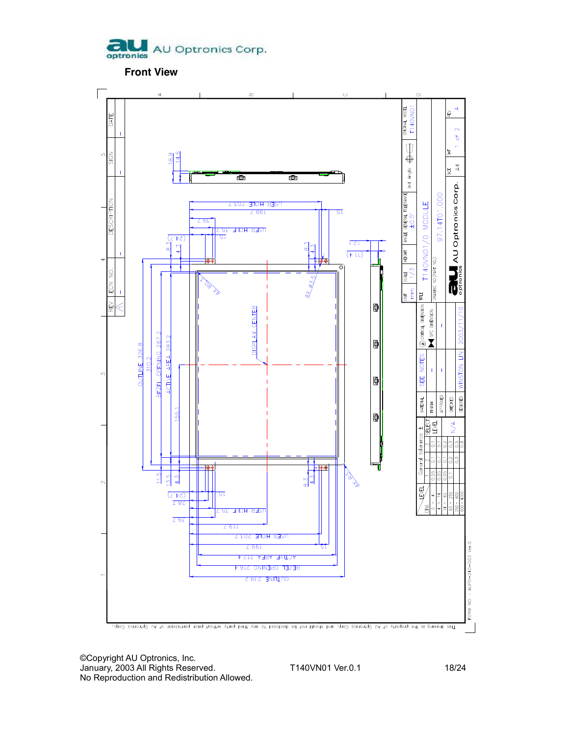Front View

OUTLINE 326.8
310.2
BEZEL OPENING 287.2
ACTIVE AREA 283.2
155.1

18.9
14.6

USER HOLE 203.7
199.7
15
39.7
USER HOLE 35.7
15
(24.7)
8.3
4.3

4X R0.3
4X Ø3.5
DISPLAY CENTER

12.1
(11.4)

11.5
13.5
4.3
(24.7)
28.7
39.7
USER HOLE 35.7
119.7
USER HOLE 203.7
199.7
15
ACTIVE AREA 212.4
BEZEL OPENING 216.4
OUTLINE 239.2

4X R0.3

| REV | ECN NO. | DESCRIPTION | SIGN | DATE |
|---|---|---|---|---|
| A | - | - | - | - |

| UNIT | SCALE | WEIGHT | ANGLE | GENERAL TOLERANCE | 3rd Angle | ORIGINAL MODEL |
|---|---|---|---|---|---|---|
| mm | 1/3 | | | ±0.5 | | T140VN01 |

TITLE: T140VN01/0 MODULE

DRAWING NO.(PART NO.): 97.14T01.000

AU Optronics Corp.

SIZE: A4 SHT: 1 of 2 REV: A

| MATERIAL | SEE NOTES | CRITICAL DIMENSION |
|---|---|---|
| FINISH | - | SPC DIMENSION |
| APPROVED | - | - |
| CHECKED | - | - |
| DESIGNED | WINSTON LIN | 2003/11/10 |

| DIM. \ LEVEL | 1 | 2 | 3 | 4 |
|---|---|---|---|---|
| 0 ~ 4 | 0.05 | 0.1 | 0.1 | |
| 4 ~ 16 | 0.05 | 0.1 | 0.1 | |
| 16 ~ 63 | 0.05 | 0.1 | 0.2 | |
| 63 ~ 250 | 0.1 | 0.2 | 0.3 | |
| 250 ~ 600 | | 0.3 | 0.5 | |
| 600 ~ 4000 | | | 0.8 | |

General tolerance ±; SELECT LEVEL: N/A

This drawing is the property of AU Optronics Corp. and should not be disclosed to any third party without prior permission of AU Optronics Corp.

FORM NO.: AUPD-D410-003 Ver.0

©Copyright AU Optronics, Inc.
January, 2003 All Rights Reserved.
No Reproduction and Redistribution Allowed.

T140VN01 Ver.0.1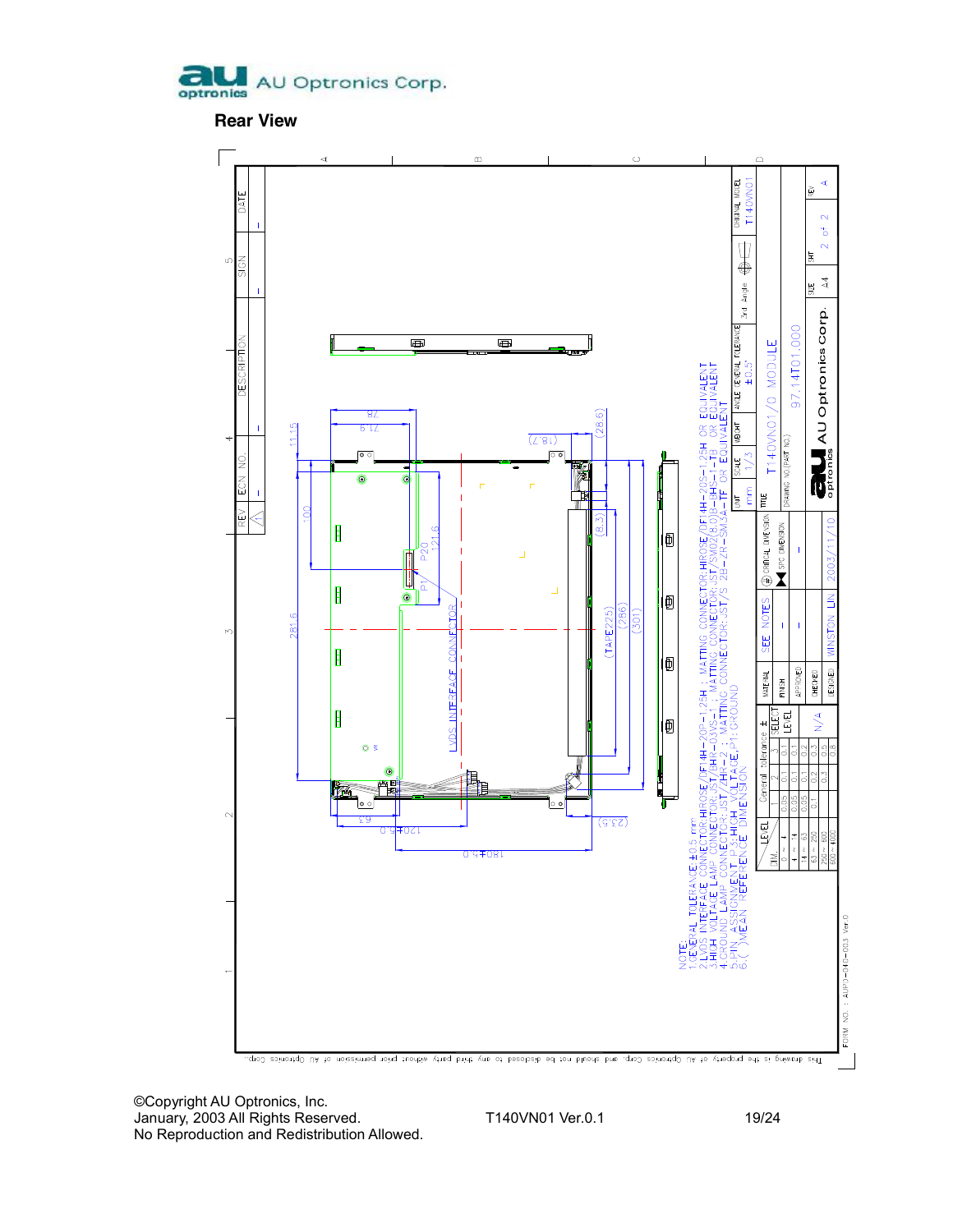# Rear View

NOTE:
1.GENERAL TOLERANCE:±0.5 mm
2.LVDS INTERFACE CONNECTOR:HIROSE/DF14H-20P-1.25H ; MATTING CONNECTOR:HIROSE/DF14H-20S-1.25H OR EQUIVALENT
3.HIGH VOLTAGE LAMP CONNECTOR:JST/BHR-03VS-1 ; MATTING CONNECTOR:JST/SM02(8.0)B-BHS-1-TB OR EQUIVALENT
4.GROUND LAMP CONNECTOR:JST/HR-2 ; MATTING CONNECTOR:JST/S 2B-ZR-SM3A-TF OR EQUIVALENT
5.PIN ASSIGNMENT P3:HIGH VOLTAGE, P1:GROUND
6.( )MEAN REFERENCE DIMENSION

| UNIT | SCALE | WEIGHT | ANGLE | GENERAL TOLERANCE | 3rd Angle | ORIGINAL MODEL |
|---|---|---|---|---|---|---|
| mm | 1/3 | | ±0.5° | | | T140VN01 |

| LEVEL | | | | |
|---|---|---|---|---|
| DIM. | 1 | 2 | 3 | SELECT LEVEL |
| 0 ~ 4 | 0.05 | 0.1 | 0.1 | |
| 4 ~ 14 | 0.05 | 0.1 | 0.1 | |
| 14 ~ 63 | 0.05 | 0.1 | 0.2 | |
| 63 ~ 250 | 0.1 | 0.2 | 0.3 | |
| 250 ~ 600 | | 0.3 | 0.5 | |
| 600 ~ 1000 | | | 0.8 | N/A |

| | | |
|---|---|---|
| MATERIAL | SEE NOTES | |
| FINISH | - | |
| APPROVED | - | |
| CHECKED | - | |
| DESIGNED | WINSTON LIN | 2003/11/10 |

TITLE: T140VN01/0 MODULE
DRAWING NO.(PART NO.): 97.14T01.000
SIZE: A4 SHT: 2 of 2 REV: A

AU Optronics Corp.

FORM NO. : AUPO-040-003 Ver.0

This drawing is the property of AU Optronics Corp. and should not be disclosed to any third party without prior permission of AU Optronics Corp.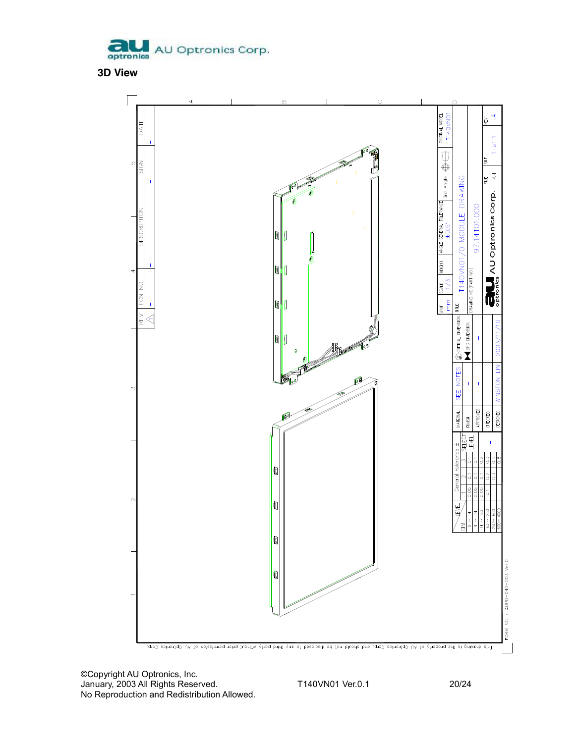### 3D View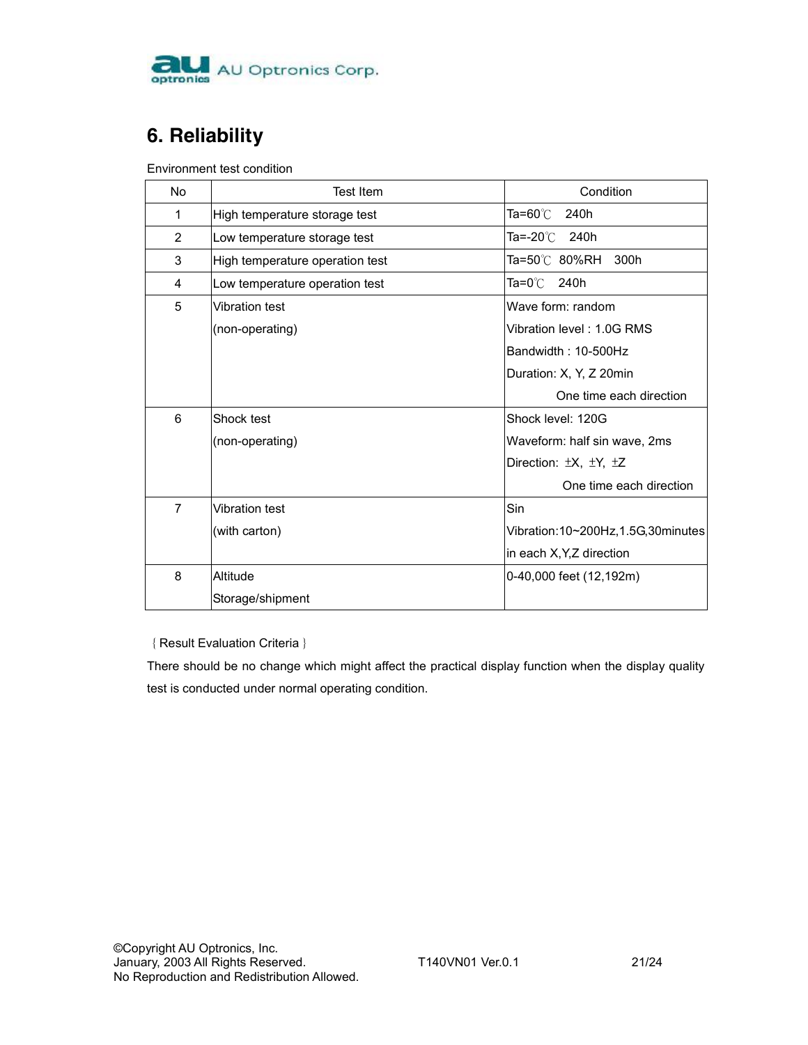## 6. Reliability

Environment test condition

| No | Test Item | Condition |
|---|---|---|
| 1 | High temperature storage test | Ta=60℃ 240h |
| 2 | Low temperature storage test | Ta=-20℃ 240h |
| 3 | High temperature operation test | Ta=50℃ 80%RH 300h |
| 4 | Low temperature operation test | Ta=0℃ 240h |
| 5 | Vibration test<br>(non-operating) | Wave form: random<br>Vibration level : 1.0G RMS<br>Bandwidth : 10-500Hz<br>Duration: X, Y, Z 20min<br>One time each direction |
| 6 | Shock test<br>(non-operating) | Shock level: 120G<br>Waveform: half sin wave, 2ms<br>Direction: ±X, ±Y, ±Z<br>One time each direction |
| 7 | Vibration test<br>(with carton) | Sin<br>Vibration:10~200Hz,1.5G,30minutes<br>in each X,Y,Z direction |
| 8 | Altitude<br>Storage/shipment | 0-40,000 feet (12,192m) |

｛Result Evaluation Criteria｝

There should be no change which might affect the practical display function when the display quality test is conducted under normal operating condition.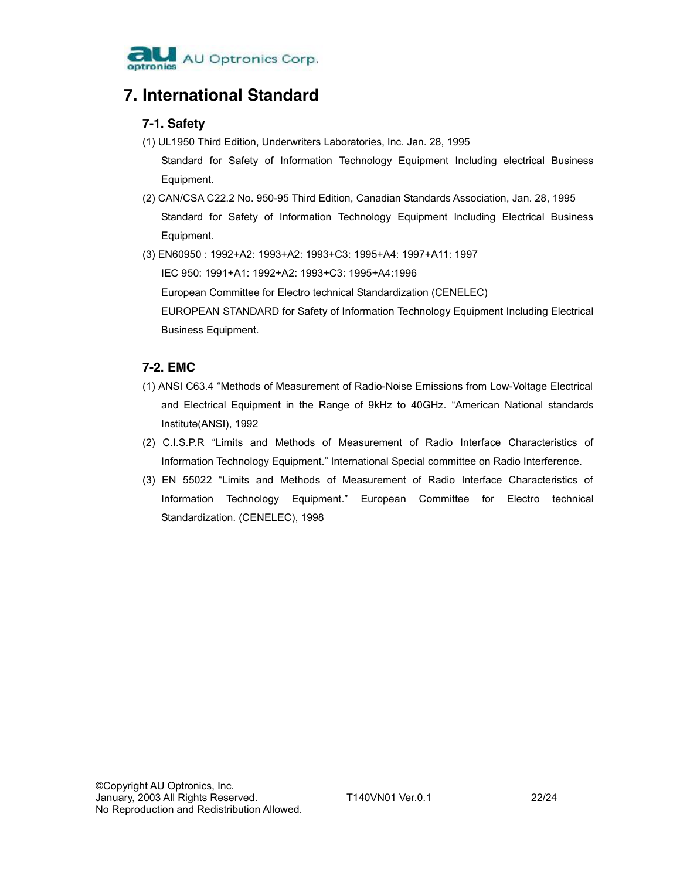# 7. International Standard

## 7-1. Safety

(1) UL1950 Third Edition, Underwriters Laboratories, Inc. Jan. 28, 1995

Standard for Safety of Information Technology Equipment Including electrical Business Equipment.

(2) CAN/CSA C22.2 No. 950-95 Third Edition, Canadian Standards Association, Jan. 28, 1995

Standard for Safety of Information Technology Equipment Including Electrical Business Equipment.

(3) EN60950 : 1992+A2: 1993+A2: 1993+C3: 1995+A4: 1997+A11: 1997

IEC 950: 1991+A1: 1992+A2: 1993+C3: 1995+A4:1996

European Committee for Electro technical Standardization (CENELEC)

EUROPEAN STANDARD for Safety of Information Technology Equipment Including Electrical Business Equipment.

## 7-2. EMC

(1) ANSI C63.4 "Methods of Measurement of Radio-Noise Emissions from Low-Voltage Electrical and Electrical Equipment in the Range of 9kHz to 40GHz. "American National standards Institute(ANSI), 1992

(2) C.I.S.P.R "Limits and Methods of Measurement of Radio Interface Characteristics of Information Technology Equipment." International Special committee on Radio Interference.

(3) EN 55022 "Limits and Methods of Measurement of Radio Interface Characteristics of Information Technology Equipment." European Committee for Electro technical Standardization. (CENELEC), 1998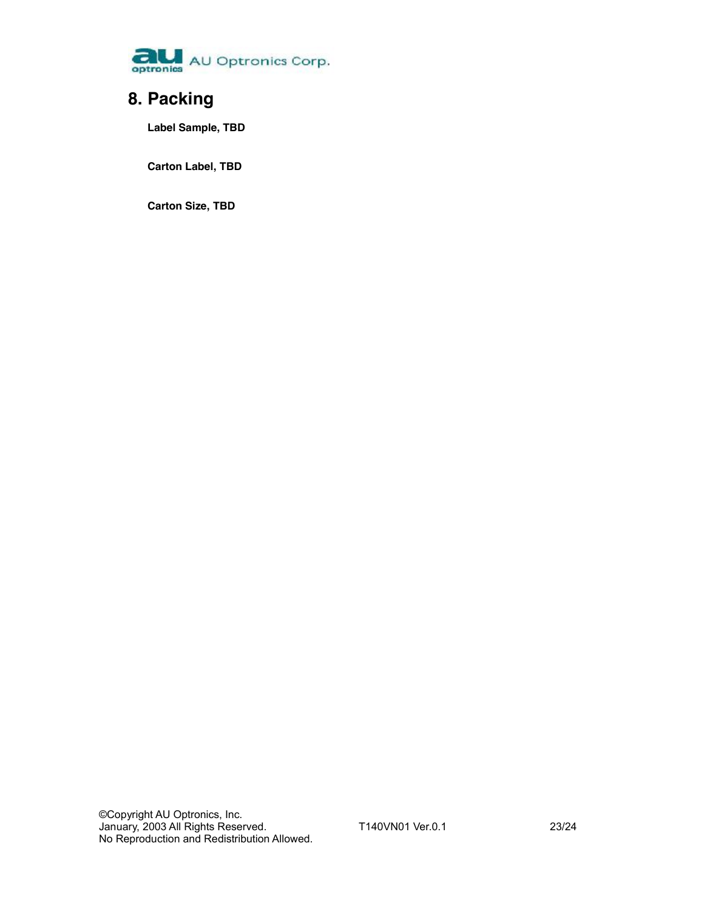## 8. Packing

**Label Sample, TBD**

**Carton Label, TBD**

**Carton Size, TBD**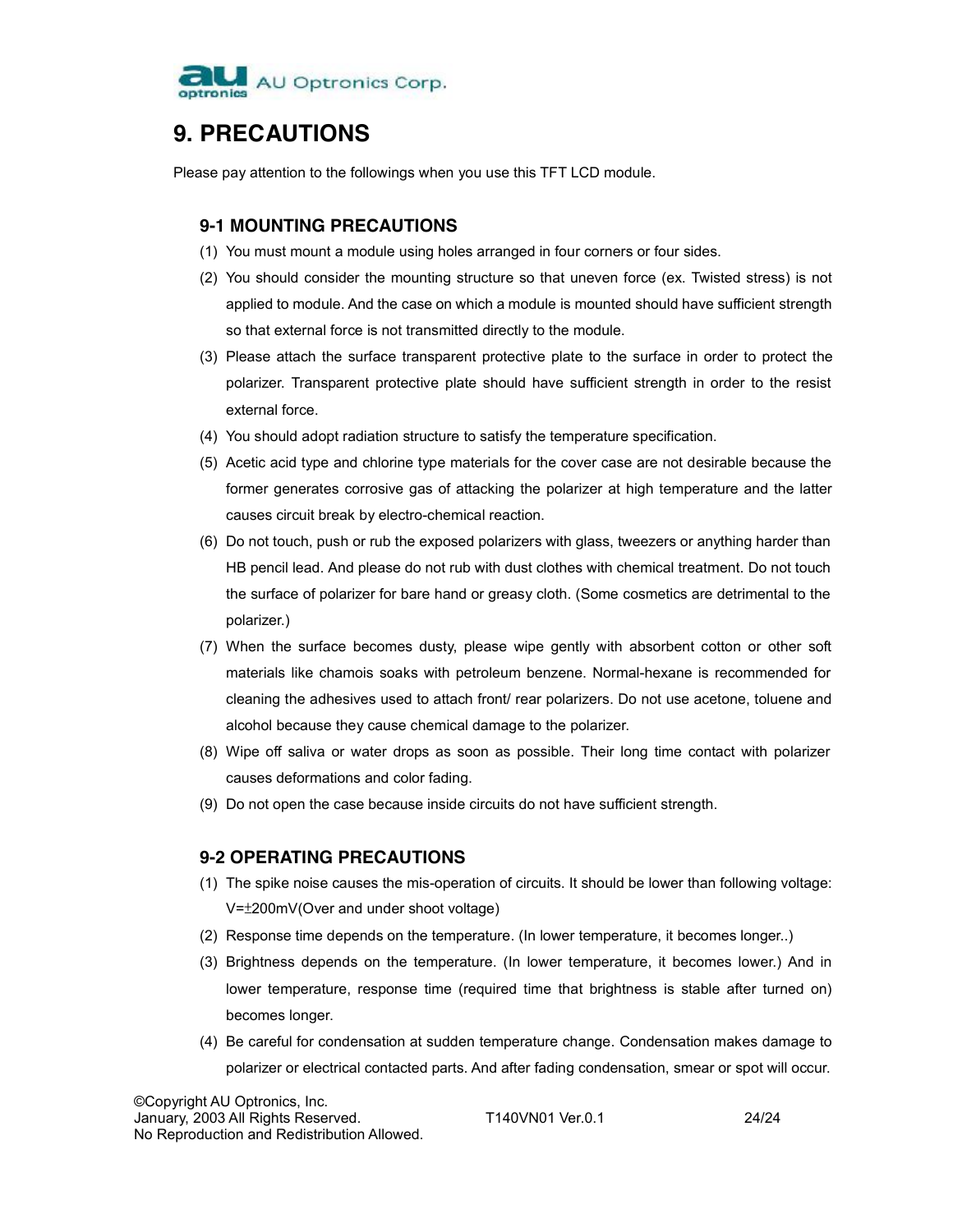# 9. PRECAUTIONS

Please pay attention to the followings when you use this TFT LCD module.

## 9-1 MOUNTING PRECAUTIONS

(1) You must mount a module using holes arranged in four corners or four sides.

(2) You should consider the mounting structure so that uneven force (ex. Twisted stress) is not applied to module. And the case on which a module is mounted should have sufficient strength so that external force is not transmitted directly to the module.

(3) Please attach the surface transparent protective plate to the surface in order to protect the polarizer. Transparent protective plate should have sufficient strength in order to the resist external force.

(4) You should adopt radiation structure to satisfy the temperature specification.

(5) Acetic acid type and chlorine type materials for the cover case are not desirable because the former generates corrosive gas of attacking the polarizer at high temperature and the latter causes circuit break by electro-chemical reaction.

(6) Do not touch, push or rub the exposed polarizers with glass, tweezers or anything harder than HB pencil lead. And please do not rub with dust clothes with chemical treatment. Do not touch the surface of polarizer for bare hand or greasy cloth. (Some cosmetics are detrimental to the polarizer.)

(7) When the surface becomes dusty, please wipe gently with absorbent cotton or other soft materials like chamois soaks with petroleum benzene. Normal-hexane is recommended for cleaning the adhesives used to attach front/ rear polarizers. Do not use acetone, toluene and alcohol because they cause chemical damage to the polarizer.

(8) Wipe off saliva or water drops as soon as possible. Their long time contact with polarizer causes deformations and color fading.

(9) Do not open the case because inside circuits do not have sufficient strength.

## 9-2 OPERATING PRECAUTIONS

(1) The spike noise causes the mis-operation of circuits. It should be lower than following voltage: V=±200mV(Over and under shoot voltage)

(2) Response time depends on the temperature. (In lower temperature, it becomes longer..)

(3) Brightness depends on the temperature. (In lower temperature, it becomes lower.) And in lower temperature, response time (required time that brightness is stable after turned on) becomes longer.

(4) Be careful for condensation at sudden temperature change. Condensation makes damage to polarizer or electrical contacted parts. And after fading condensation, smear or spot will occur.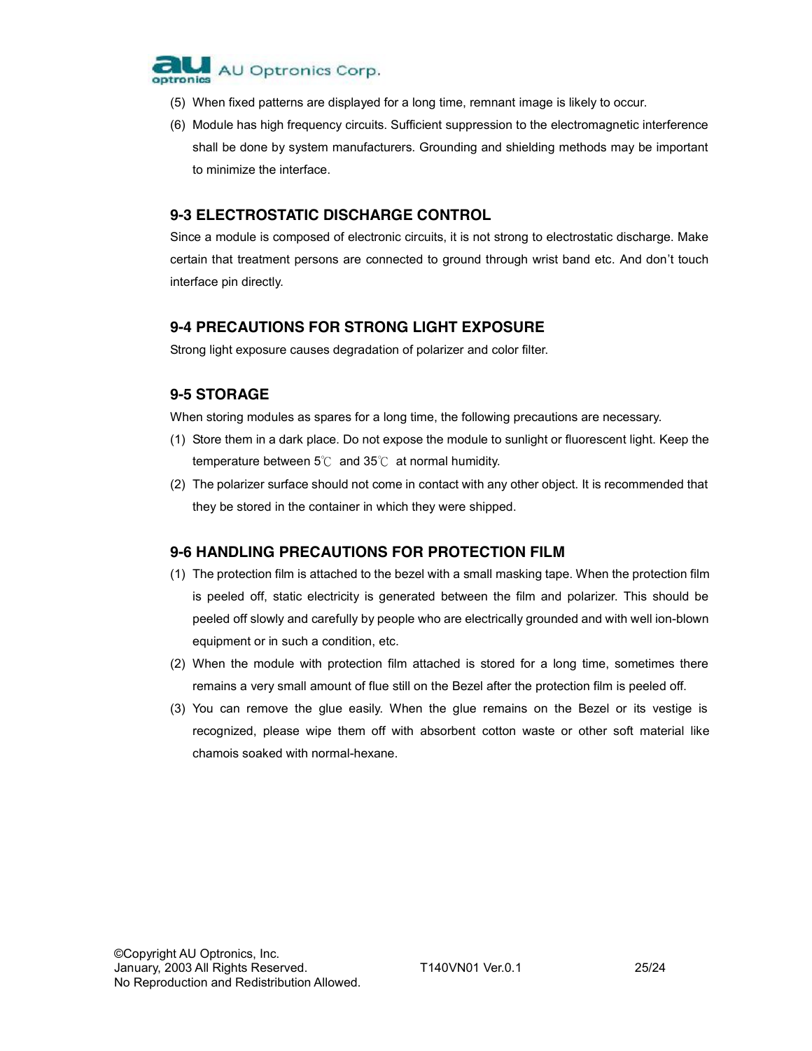(5) When fixed patterns are displayed for a long time, remnant image is likely to occur.

(6) Module has high frequency circuits. Sufficient suppression to the electromagnetic interference shall be done by system manufacturers. Grounding and shielding methods may be important to minimize the interface.

## 9-3 ELECTROSTATIC DISCHARGE CONTROL

Since a module is composed of electronic circuits, it is not strong to electrostatic discharge. Make certain that treatment persons are connected to ground through wrist band etc. And don't touch interface pin directly.

## 9-4 PRECAUTIONS FOR STRONG LIGHT EXPOSURE

Strong light exposure causes degradation of polarizer and color filter.

## 9-5 STORAGE

When storing modules as spares for a long time, the following precautions are necessary.

(1) Store them in a dark place. Do not expose the module to sunlight or fluorescent light. Keep the temperature between 5℃ and 35℃ at normal humidity.

(2) The polarizer surface should not come in contact with any other object. It is recommended that they be stored in the container in which they were shipped.

## 9-6 HANDLING PRECAUTIONS FOR PROTECTION FILM

(1) The protection film is attached to the bezel with a small masking tape. When the protection film is peeled off, static electricity is generated between the film and polarizer. This should be peeled off slowly and carefully by people who are electrically grounded and with well ion-blown equipment or in such a condition, etc.

(2) When the module with protection film attached is stored for a long time, sometimes there remains a very small amount of flue still on the Bezel after the protection film is peeled off.

(3) You can remove the glue easily. When the glue remains on the Bezel or its vestige is recognized, please wipe them off with absorbent cotton waste or other soft material like chamois soaked with normal-hexane.